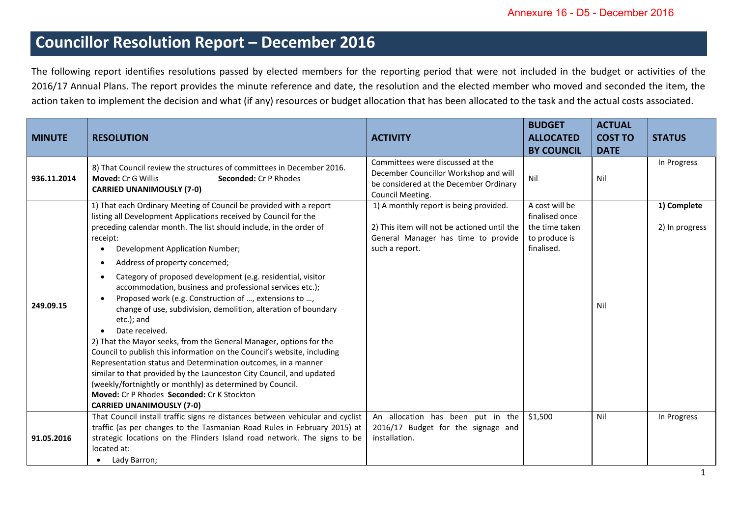Annexure 16 - D5 - December 2016

# Councillor Resolution Report – December 2016

The following report identifies resolutions passed by elected members for the reporting period that were not included in the budget or activities of the 2016/17 Annual Plans. The report provides the minute reference and date, the resolution and the elected member who moved and seconded the item, the action taken to implement the decision and what (if any) resources or budget allocation that has been allocated to the task and the actual costs associated.

| MINUTE | RESOLUTION | ACTIVITY | BUDGET ALLOCATED BY COUNCIL | ACTUAL COST TO DATE | STATUS |
|---|---|---|---|---|---|
| 936.11.2014 | 8) That Council review the structures of committees in December 2016.<br>**Moved:** Cr G Willis **Seconded:** Cr P Rhodes<br>**CARRIED UNANIMOUSLY (7-0)** | Committees were discussed at the December Councillor Workshop and will be considered at the December Ordinary Council Meeting. | Nil | Nil | In Progress |
| 249.09.15 | 1) That each Ordinary Meeting of Council be provided with a report listing all Development Applications received by Council for the preceding calendar month. The list should include, in the order of receipt:<br>• Development Application Number;<br>• Address of property concerned;<br>• Category of proposed development (e.g. residential, visitor accommodation, business and professional services etc.);<br>• Proposed work (e.g. Construction of …, extensions to …, change of use, subdivision, demolition, alteration of boundary etc.); and<br>• Date received.<br>2) That the Mayor seeks, from the General Manager, options for the Council to publish this information on the Council's website, including Representation status and Determination outcomes, in a manner similar to that provided by the Launceston City Council, and updated (weekly/fortnightly or monthly) as determined by Council.<br>**Moved:** Cr P Rhodes **Seconded:** Cr K Stockton<br>**CARRIED UNANIMOUSLY (7-0)** | 1) A monthly report is being provided.<br><br>2) This item will not be actioned until the General Manager has time to provide such a report. | A cost will be finalised once the time taken to produce is finalised. | Nil | **1) Complete**<br><br>2) In progress |
| 91.05.2016 | That Council install traffic signs re distances between vehicular and cyclist traffic (as per changes to the Tasmanian Road Rules in February 2015) at strategic locations on the Flinders Island road network. The signs to be located at:<br>• Lady Barron; | An allocation has been put in the 2016/17 Budget for the signage and installation. | $1,500 | Nil | In Progress |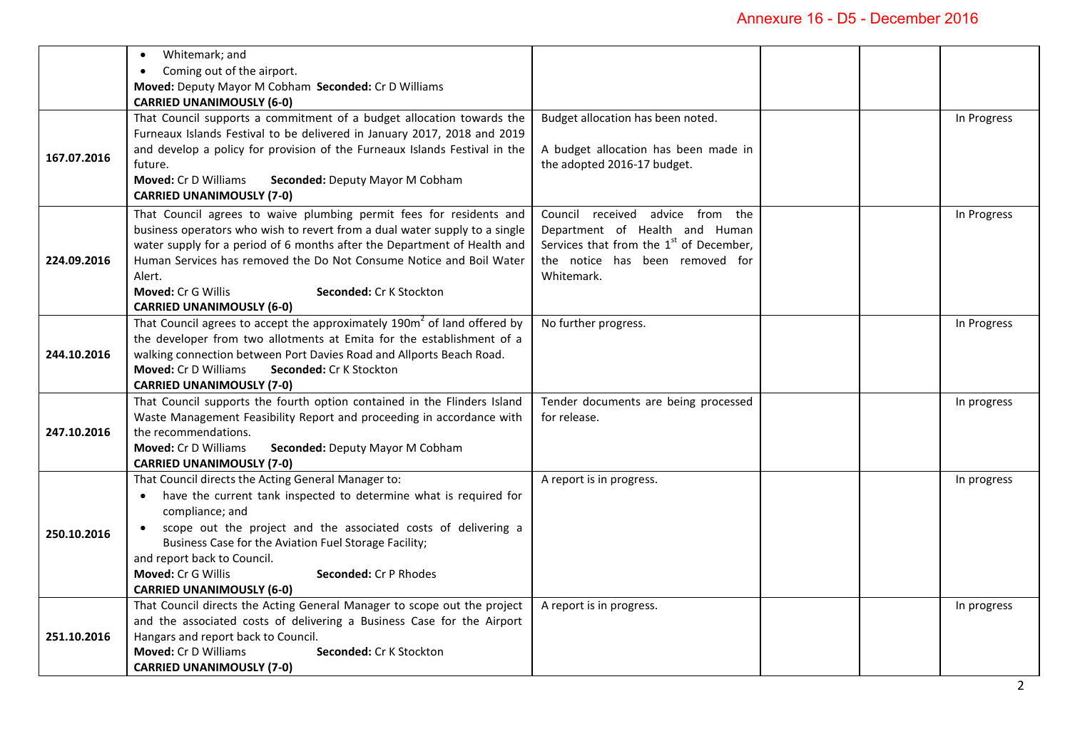Annexure 16 - D5 - December 2016

| | | | | | |
|---|---|---|---|---|---|
| | • Whitemark; and<br>• Coming out of the airport.<br>**Moved:** Deputy Mayor M Cobham **Seconded:** Cr D Williams<br>**CARRIED UNANIMOUSLY (6-0)** | | | | |
| **167.07.2016** | That Council supports a commitment of a budget allocation towards the Furneaux Islands Festival to be delivered in January 2017, 2018 and 2019 and develop a policy for provision of the Furneaux Islands Festival in the future.<br>**Moved:** Cr D Williams **Seconded:** Deputy Mayor M Cobham<br>**CARRIED UNANIMOUSLY (7-0)** | Budget allocation has been noted.<br><br>A budget allocation has been made in the adopted 2016-17 budget. | | | In Progress |
| **224.09.2016** | That Council agrees to waive plumbing permit fees for residents and business operators who wish to revert from a dual water supply to a single water supply for a period of 6 months after the Department of Health and Human Services has removed the Do Not Consume Notice and Boil Water Alert.<br>**Moved:** Cr G Willis **Seconded:** Cr K Stockton<br>**CARRIED UNANIMOUSLY (6-0)** | Council received advice from the Department of Health and Human Services that from the 1st of December, the notice has been removed for Whitemark. | | | In Progress |
| **244.10.2016** | That Council agrees to accept the approximately 190m$^2$ of land offered by the developer from two allotments at Emita for the establishment of a walking connection between Port Davies Road and Allports Beach Road.<br>**Moved:** Cr D Williams **Seconded:** Cr K Stockton<br>**CARRIED UNANIMOUSLY (7-0)** | No further progress. | | | In Progress |
| **247.10.2016** | That Council supports the fourth option contained in the Flinders Island Waste Management Feasibility Report and proceeding in accordance with the recommendations.<br>**Moved:** Cr D Williams **Seconded:** Deputy Mayor M Cobham<br>**CARRIED UNANIMOUSLY (7-0)** | Tender documents are being processed for release. | | | In progress |
| **250.10.2016** | That Council directs the Acting General Manager to:<br>• have the current tank inspected to determine what is required for compliance; and<br>• scope out the project and the associated costs of delivering a Business Case for the Aviation Fuel Storage Facility;<br>and report back to Council.<br>**Moved:** Cr G Willis **Seconded:** Cr P Rhodes<br>**CARRIED UNANIMOUSLY (6-0)** | A report is in progress. | | | In progress |
| **251.10.2016** | That Council directs the Acting General Manager to scope out the project and the associated costs of delivering a Business Case for the Airport Hangars and report back to Council.<br>**Moved:** Cr D Williams **Seconded:** Cr K Stockton<br>**CARRIED UNANIMOUSLY (7-0)** | A report is in progress. | | | In progress |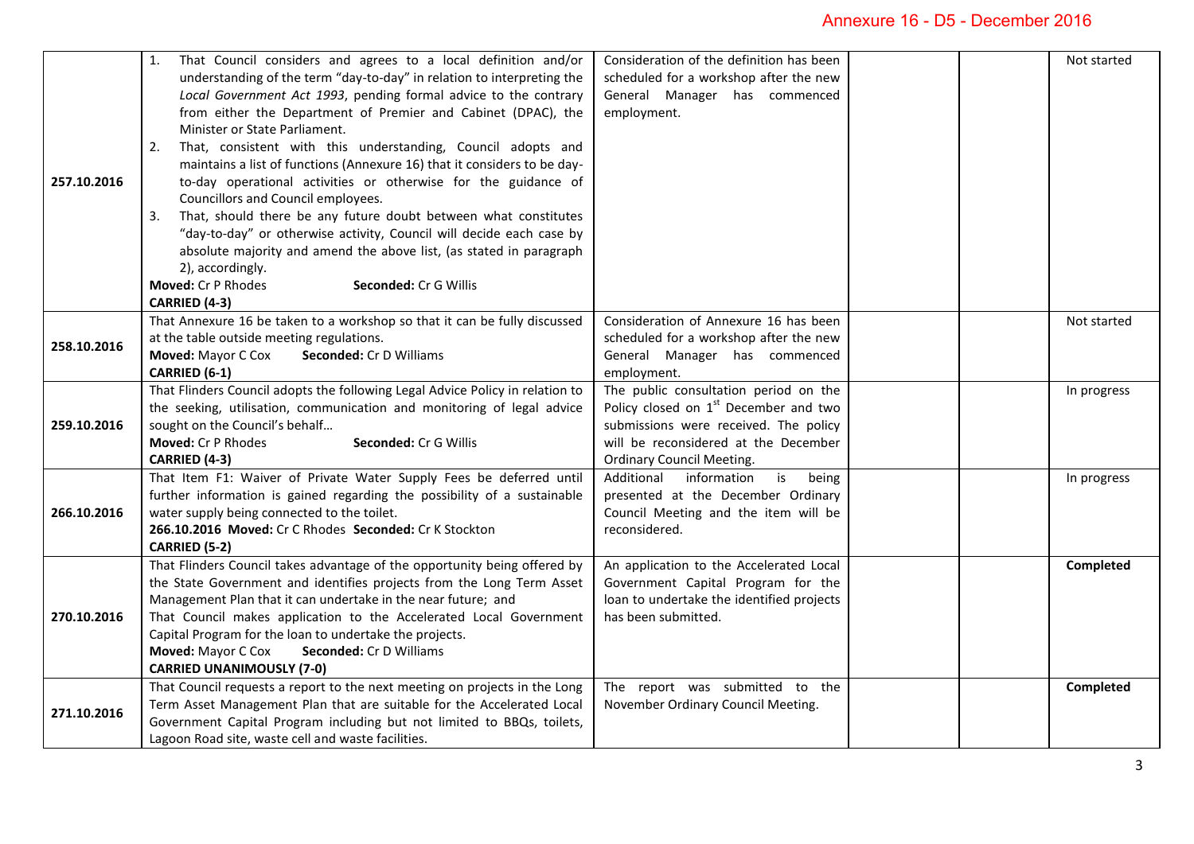| | | | | | |
|---|---|---|---|---|---|
| 257.10.2016 | 1. That Council considers and agrees to a local definition and/or understanding of the term "day-to-day" in relation to interpreting the *Local Government Act 1993*, pending formal advice to the contrary from either the Department of Premier and Cabinet (DPAC), the Minister or State Parliament.<br>2. That, consistent with this understanding, Council adopts and maintains a list of functions (Annexure 16) that it considers to be day-to-day operational activities or otherwise for the guidance of Councillors and Council employees.<br>3. That, should there be any future doubt between what constitutes "day-to-day" or otherwise activity, Council will decide each case by absolute majority and amend the above list, (as stated in paragraph 2), accordingly.<br>**Moved:** Cr P Rhodes **Seconded:** Cr G Willis<br>**CARRIED (4-3)** | Consideration of the definition has been scheduled for a workshop after the new General Manager has commenced employment. | | | Not started |
| 258.10.2016 | That Annexure 16 be taken to a workshop so that it can be fully discussed at the table outside meeting regulations.<br>**Moved:** Mayor C Cox **Seconded:** Cr D Williams<br>**CARRIED (6-1)** | Consideration of Annexure 16 has been scheduled for a workshop after the new General Manager has commenced employment. | | | Not started |
| 259.10.2016 | That Flinders Council adopts the following Legal Advice Policy in relation to the seeking, utilisation, communication and monitoring of legal advice sought on the Council's behalf…<br>**Moved:** Cr P Rhodes **Seconded:** Cr G Willis<br>**CARRIED (4-3)** | The public consultation period on the Policy closed on 1st December and two submissions were received. The policy will be reconsidered at the December Ordinary Council Meeting. | | | In progress |
| 266.10.2016 | That Item F1: Waiver of Private Water Supply Fees be deferred until further information is gained regarding the possibility of a sustainable water supply being connected to the toilet.<br>**266.10.2016 Moved:** Cr C Rhodes **Seconded:** Cr K Stockton<br>**CARRIED (5-2)** | Additional information is being presented at the December Ordinary Council Meeting and the item will be reconsidered. | | | In progress |
| 270.10.2016 | That Flinders Council takes advantage of the opportunity being offered by the State Government and identifies projects from the Long Term Asset Management Plan that it can undertake in the near future; and<br>That Council makes application to the Accelerated Local Government Capital Program for the loan to undertake the projects.<br>**Moved:** Mayor C Cox **Seconded:** Cr D Williams<br>**CARRIED UNANIMOUSLY (7-0)** | An application to the Accelerated Local Government Capital Program for the loan to undertake the identified projects has been submitted. | | | **Completed** |
| 271.10.2016 | That Council requests a report to the next meeting on projects in the Long Term Asset Management Plan that are suitable for the Accelerated Local Government Capital Program including but not limited to BBQs, toilets, Lagoon Road site, waste cell and waste facilities. | The report was submitted to the November Ordinary Council Meeting. | | | **Completed** |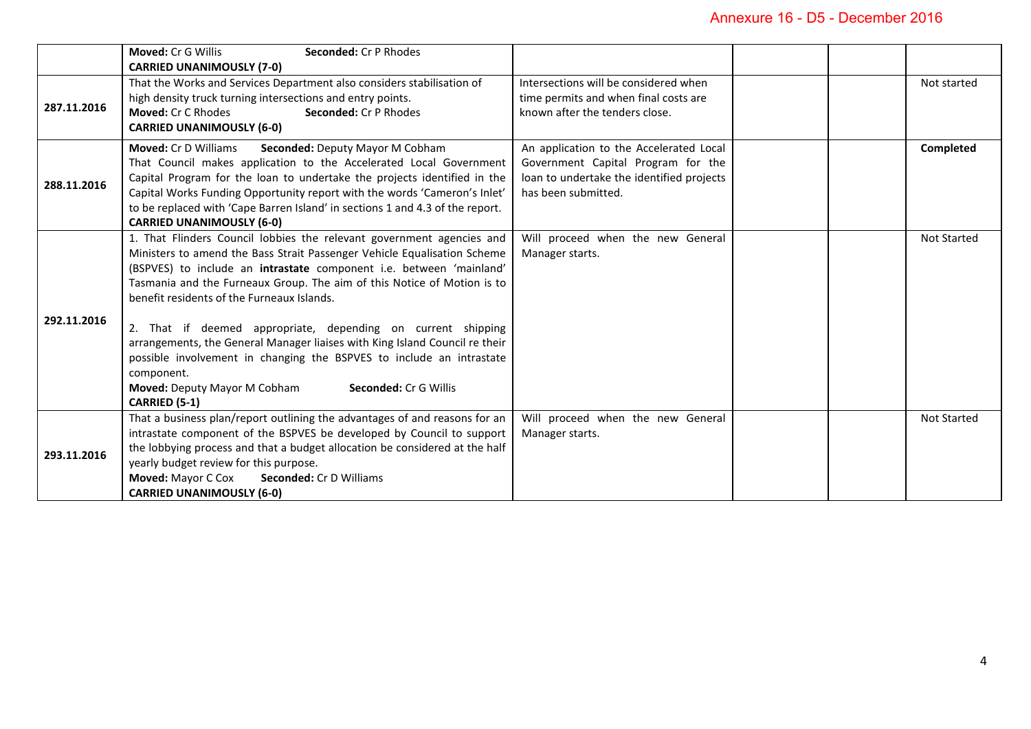| | | | | | |
|---|---|---|---|---|---|
| | **Moved:** Cr G Willis **Seconded:** Cr P Rhodes<br>**CARRIED UNANIMOUSLY (7-0)** | | | | |
| 287.11.2016 | That the Works and Services Department also considers stabilisation of high density truck turning intersections and entry points.<br>**Moved:** Cr C Rhodes **Seconded:** Cr P Rhodes<br>**CARRIED UNANIMOUSLY (6-0)** | Intersections will be considered when time permits and when final costs are known after the tenders close. | | | Not started |
| 288.11.2016 | **Moved:** Cr D Williams **Seconded:** Deputy Mayor M Cobham<br>That Council makes application to the Accelerated Local Government Capital Program for the loan to undertake the projects identified in the Capital Works Funding Opportunity report with the words 'Cameron's Inlet' to be replaced with 'Cape Barren Island' in sections 1 and 4.3 of the report.<br>**CARRIED UNANIMOUSLY (6-0)** | An application to the Accelerated Local Government Capital Program for the loan to undertake the identified projects has been submitted. | | | **Completed** |
| 292.11.2016 | 1. That Flinders Council lobbies the relevant government agencies and Ministers to amend the Bass Strait Passenger Vehicle Equalisation Scheme (BSPVES) to include an **intrastate** component i.e. between 'mainland' Tasmania and the Furneaux Group. The aim of this Notice of Motion is to benefit residents of the Furneaux Islands.<br><br>2. That if deemed appropriate, depending on current shipping arrangements, the General Manager liaises with King Island Council re their possible involvement in changing the BSPVES to include an intrastate component.<br>**Moved:** Deputy Mayor M Cobham **Seconded:** Cr G Willis<br>**CARRIED (5-1)** | Will proceed when the new General Manager starts. | | | Not Started |
| 293.11.2016 | That a business plan/report outlining the advantages of and reasons for an intrastate component of the BSPVES be developed by Council to support the lobbying process and that a budget allocation be considered at the half yearly budget review for this purpose.<br>**Moved:** Mayor C Cox **Seconded:** Cr D Williams<br>**CARRIED UNANIMOUSLY (6-0)** | Will proceed when the new General Manager starts. | | | Not Started |